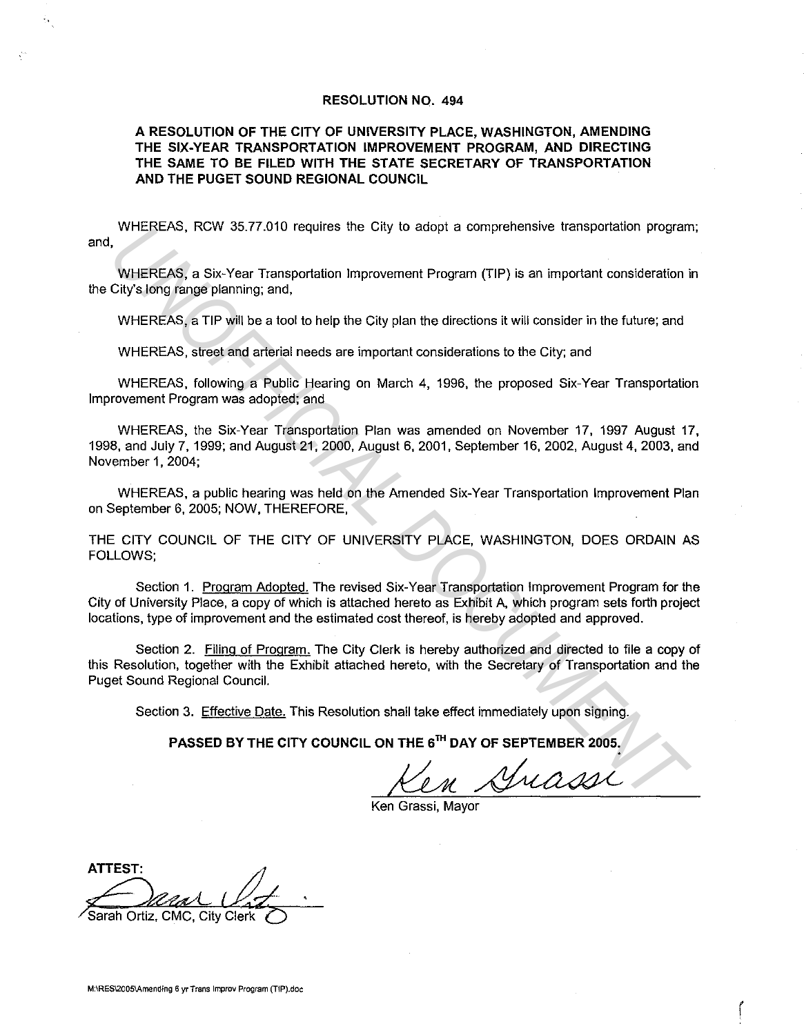# RESOLUTION NO. 494

## A RESOLUTION OF THE CITY OF UNIVERSITY PLACE, WASHINGTON, AMENDING THE SIX-YEAR TRANSPORTATION IMPROVEMENT PROGRAM, AND DIRECTING THE SAME TO BE FILED WITH THE STATE SECRETARY OF TRANSPORTATION AND THE PUGET SOUND REGIONAL COUNCIL

WHEREAS, RCW 35.77.010 requires the City to adopt a comprehensive transportation program; and,

WHEREAS, a Six-Year Transportation Improvement Program (TIP) is an important consideration in the City's long range planning; and,

WHEREAS, a TIP will be a tool to help the City plan the directions it will consider in the future; and

WHEREAS, street and arterial needs are important considerations to the City; and

WHEREAS, following a Public Hearing on March 4, 1996, the proposed Six-Year Transportation Improvement Program was adopted; and

WHEREAS, the Six-Year Transportation Plan was amended on November 17, 1997 August 17, 1998, and July 7, 1999; and August 21, 2000, August 6, 2001, September 16, 2002, August 4, 2003, and November 1, 2004;

WHEREAS, a public hearing was held on the Amended Six-Year Transportation Improvement Plan on September 6, 2005; NOW, THEREFORE,

THE CITY COUNCIL OF THE CITY OF UNIVERSITY PLACE, WASHINGTON, DOES ORDAIN AS FOLLOWS;

Section 1. Program Adopted. The revised Six-Year Transportation Improvement Program for the City of University Place, a copy of which is attached hereto as Exhibit A, which program sets forth project locations, type of improvement and the estimated cost thereof, is hereby adopted and approved.

Section 2. Filing of Program. The City Clerk is hereby authorized and directed to file a copy of this Resolution, together with the Exhibit attached hereto, with the Secretary of Transportation and the Puget Sound Regional Council.

Section 3. Effective Date. This Resolution shall take effect immediately upon signing.

**PASSED BY THE CITY COUNCIL ON THE 6TH DAY OF SEPTEMBER 2005.**

Ken Grassi, Mayor

**ATTEST:**

Sarah Ortiz, CMC, City Clerk

M:\RES\2005\Amending 6 yr Trans Improv Program (TIP).doc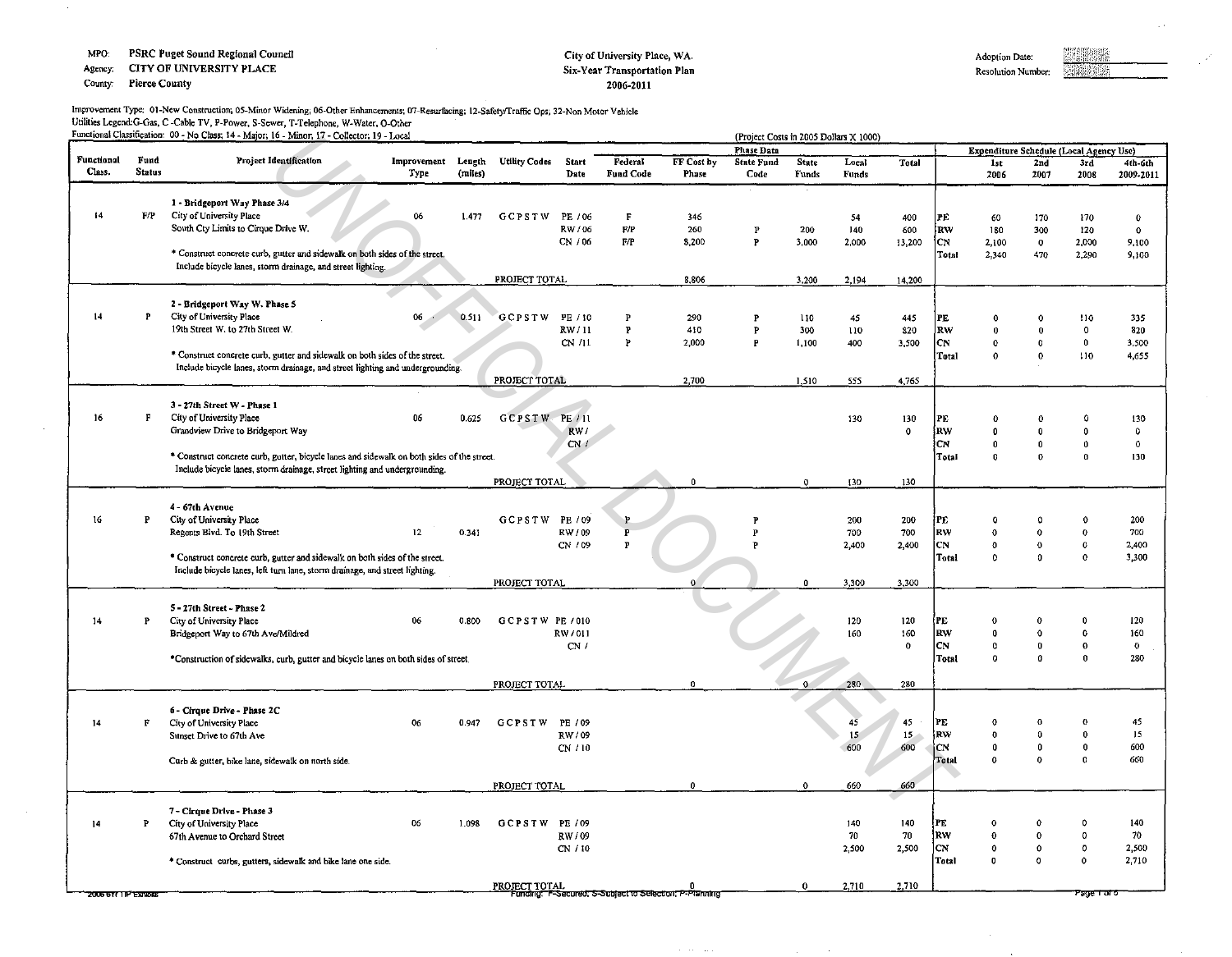MPO: PSRC Puget Sound Regional Council
Agency: CITY OF UNIVERSITY PLACE
County: Pierce County

City of University Place, WA.
Six-Year Transportation Plan
2006-2011

Adoption Date:
Resolution Number:

Improvement Type: 01-New Construction; 05-Minor Widening; 06-Other Enhancements; 07-Resurfacing; 12-Safety/Traffic Ops; 32-Non Motor Vehicle
Utilities Legend:G-Gas, C -Cable TV, P-Power, S-Sewer, T-Telephone, W-Water, O-Other
Functional Classification: 00 - No Class; 14 - Major; 16 - Minor; 17 - Collector; 19 - Local

(Project Costs in 2005 Dollars X 1000)

| Functional Class. | Fund Status | Project Identification | Improvement Type | Length (miles) | Utility Codes | Start Date | Federal Fund Code | FF Cost by Phase | State Fund Code | State Funds | Local Funds | Total | | 1st 2006 | 2nd 2007 | 3rd 2008 | 4th-6th 2009-2011 |
|---|---|---|---|---|---|---|---|---|---|---|---|---|---|---|---|---|---|
| | | | | | | Phase Data | | | | | | | | Expenditure Schedule (Local Agency Use) | | | |
| 14 | F/P | 1 - Bridgeport Way Phase 3/4<br>City of University Place<br>South Cty Limits to Cirque Drive W. | 06 | 1.477 | G C P S T W | PE / 06 | F | 346 | | | 54 | 400 | PE | 60 | 170 | 170 | 0 |
| | | | | | | RW / 06 | F/P | 260 | P | 200 | 140 | 600 | RW | 180 | 300 | 120 | 0 |
| | | | | | | CN / 06 | F/P | 8,200 | P | 3,000 | 2,000 | 13,200 | CN | 2,100 | 0 | 2,000 | 9,100 |
| | | * Construct concrete curb, gutter and sidewalk on both sides of the street. Include bicycle lanes, storm drainage, and street lighting. | | | | | | | | | | | Total | 2,340 | 470 | 2,290 | 9,100 |
| | | | | | PROJECT TOTAL | | | 8,806 | | 3,200 | 2,194 | 14,200 | | | | | |
| 14 | P | 2 - Bridgeport Way W. Phase 5<br>City of University Place<br>19th Street W. to 27th Street W. | 06 | 0.511 | G C P S T W | PE / 10 | P | 290 | P | 110 | 45 | 445 | PE | 0 | 0 | 110 | 335 |
| | | | | | | RW / 11 | P | 410 | P | 300 | 110 | 820 | RW | 0 | 0 | 0 | 820 |
| | | | | | | CN /11 | P | 2,000 | P | 1,100 | 400 | 3,500 | CN | 0 | 0 | 0 | 3,500 |
| | | * Construct concrete curb, gutter and sidewalk on both sides of the street. Include bicycle lanes, storm drainage, and street lighting and undergrounding. | | | | | | | | | | | Total | 0 | 0 | 110 | 4,655 |
| | | | | | PROJECT TOTAL | | | 2,700 | | 1,510 | 555 | 4,765 | | | | | |
| 16 | P | 3 - 27th Street W - Phase 1<br>City of University Place<br>Grandview Drive to Bridgeport Way | 06 | 0.625 | G C P S T W | PE / 11 | | | | | 130 | 130 | PE | 0 | 0 | 0 | 130 |
| | | | | | | RW / | | | | | | 0 | RW | 0 | 0 | 0 | 0 |
| | | | | | | CN / | | | | | | | CN | 0 | 0 | 0 | 0 |
| | | * Construct concrete curb, gutter, bicycle lanes and sidewalk on both sides of the street. Include bicycle lanes, storm drainage, street lighting and undergrounding. | | | | | | | | | | | Total | 0 | 0 | 0 | 130 |
| | | | | | PROJECT TOTAL | | | 0 | | 0 | 130 | 130 | | | | | |
| 16 | P | 4 - 67th Avenue<br>City of University Place<br>Regents Blvd. To 19th Street | 12 | 0.341 | G C P S T W | PE / 09 | P | | P | | 200 | 200 | PE | 0 | 0 | 0 | 200 |
| | | | | | | RW / 09 | P | | P | | 700 | 700 | RW | 0 | 0 | 0 | 700 |
| | | | | | | CN / 09 | P | | P | | 2,400 | 2,400 | CN | 0 | 0 | 0 | 2,400 |
| | | * Construct concrete curb, gutter and sidewalk on both sides of the street. Include bicycle lanes, left turn lane, storm drainage, and street lighting. | | | | | | | | | | | Total | 0 | 0 | 0 | 3,300 |
| | | | | | PROJECT TOTAL | | | 0 | | 0 | 3,300 | 3,300 | | | | | |
| 14 | P | 5 - 27th Street - Phase 2<br>City of University Place<br>Bridgeport Way to 67th Ave/Mildred | 06 | 0.800 | G C P S T W | PE / 010 | | | | | 120 | 120 | PE | 0 | 0 | 0 | 120 |
| | | | | | | RW / 011 | | | | | 160 | 160 | RW | 0 | 0 | 0 | 160 |
| | | | | | | CN / | | | | | | 0 | CN | 0 | 0 | 0 | 0 |
| | | *Construction of sidewalks, curb, gutter and bicycle lanes on both sides of street. | | | | | | | | | | | Total | 0 | 0 | 0 | 280 |
| | | | | | PROJECT TOTAL | | | 0 | | 0 | 280 | 280 | | | | | |
| 14 | F | 6 - Cirque Drive - Phase 2C<br>City of University Place<br>Sunset Drive to 67th Ave | 06 | 0.947 | G C P S T W | PE / 09 | | | | | 45 | 45 | PE | 0 | 0 | 0 | 45 |
| | | | | | | RW / 09 | | | | | 15 | 15 | RW | 0 | 0 | 0 | 15 |
| | | | | | | CN / 10 | | | | | 600 | 600 | CN | 0 | 0 | 0 | 600 |
| | | Curb & gutter, bike lane, sidewalk on north side. | | | | | | | | | | | Total | 0 | 0 | 0 | 660 |
| | | | | | PROJECT TOTAL | | | 0 | | 0 | 660 | 660 | | | | | |
| 14 | P | 7 - Cirque Drive - Phase 3<br>City of University Place<br>67th Avenue to Orchard Street | 06 | 1.098 | G C P S T W | PE / 09 | | | | | 140 | 140 | PE | 0 | 0 | 0 | 140 |
| | | | | | | RW / 09 | | | | | 70 | 70 | RW | 0 | 0 | 0 | 70 |
| | | | | | | CN / 10 | | | | | 2,500 | 2,500 | CN | 0 | 0 | 0 | 2,500 |
| | | * Construct curbs, gutters, sidewalk and bike lane one side. | | | | | | | | | | | Total | 0 | 0 | 0 | 2,710 |
| | | | | | PROJECT TOTAL | | | 0 | | 0 | 2,710 | 2,710 | | | | | |

Funding: F-Secured; S-Subject to Selection; P-Planning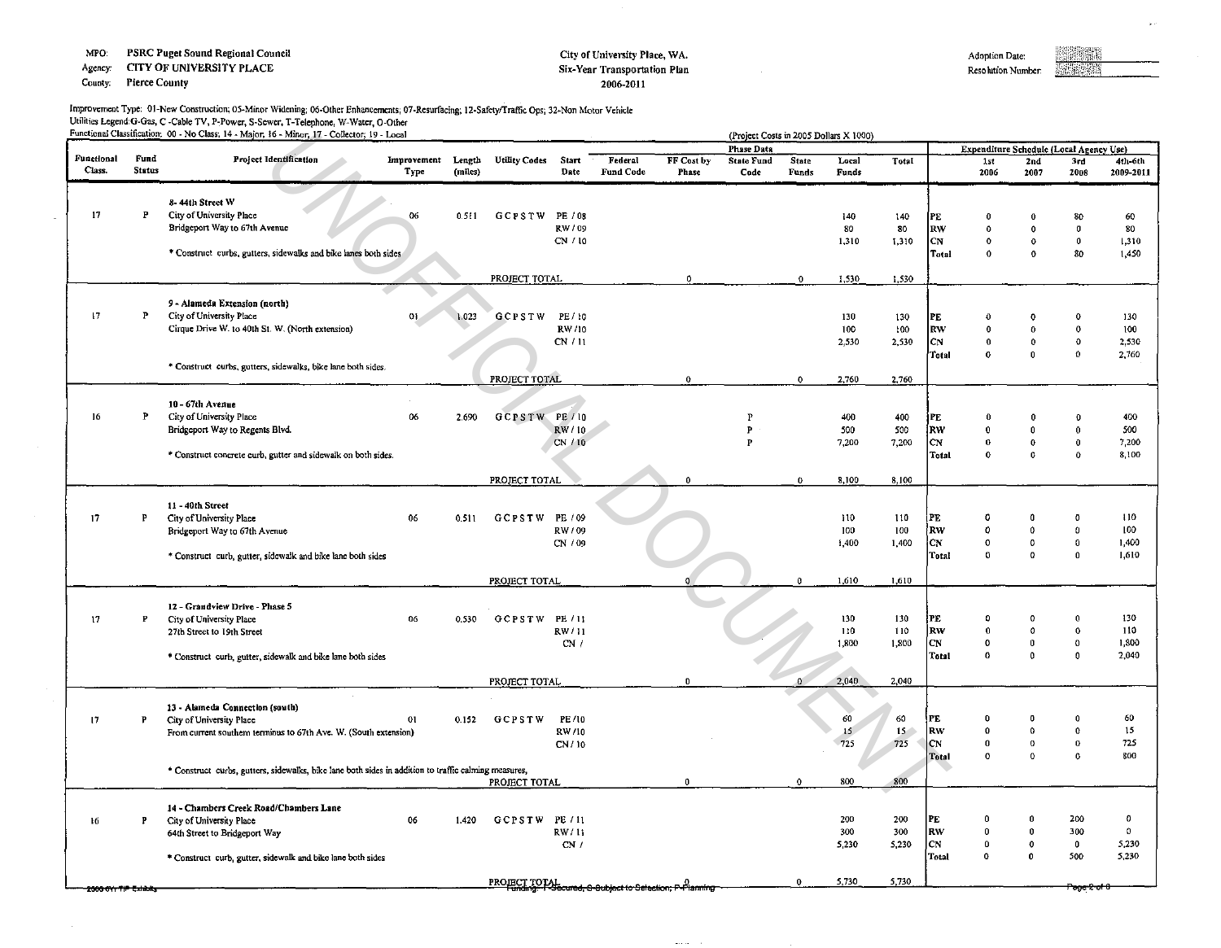MPO: PSRC Puget Sound Regional Council
Agency: CITY OF UNIVERSITY PLACE
County: Pierce County

City of University Place, WA.
Six-Year Transportation Plan
2006-2011

Adoption Date:
Resolution Number:

Improvement Type: 01-New Construction; 05-Minor Widening; 06-Other Enhancements; 07-Resurfacing; 12-Safety/Traffic Ops; 32-Non Motor Vehicle
Utilities Legend: G-Gas, C-Cable TV, P-Power, S-Sewer, T-Telephone, W-Water, O-Other
Functional Classification: 00 - No Class; 14 - Major; 16 - Minor; 17 - Collector; 19 - Local

(Project Costs in 2005 Dollars X 1000)

| Functional Class. | Fund Status | Project Identification | Improvement Type | Length (miles) | Utility Codes | Start Date | Federal Fund Code | FF Cost by Phase | State Fund Code | State Funds | Local Funds | Total | Phase | 1st 2006 | 2nd 2007 | 3rd 2008 | 4th-6th 2009-2011 |
|---|---|---|---|---|---|---|---|---|---|---|---|---|---|---|---|---|---|
| | | | | | | | | | Phase Data | | | | Expenditure Schedule (Local Agency Use) | | | | |
| | | 8 - 44th Street W | | | | | | | | | | | | | | | |
| 17 | P | City of University Place | 06 | 0.511 | G C P S T W | PE / 08 | | | | | 140 | 140 | PE | 0 | 0 | 80 | 60 |
| | | Bridgeport Way to 67th Avenue | | | | RW / 09 | | | | | 80 | 80 | RW | 0 | 0 | 0 | 80 |
| | | | | | | CN / 10 | | | | | 1,310 | 1,310 | CN | 0 | 0 | 0 | 1,310 |
| | | * Construct curbs, gutters, sidewalks and bike lanes both sides | | | | | | | | | | | Total | 0 | 0 | 80 | 1,450 |
| | | | | | PROJECT TOTAL | | | 0 | | 0 | 1,530 | 1,530 | | | | | |
| | | 9 - Alameda Extension (north) | | | | | | | | | | | | | | | |
| 17 | P | City of University Place | 01 | 1.023 | G C P S T W | PE / 10 | | | | | 130 | 130 | PE | 0 | 0 | 0 | 130 |
| | | Cirque Drive W. to 40th St. W. (North extension) | | | | RW /10 | | | | | 100 | 100 | RW | 0 | 0 | 0 | 100 |
| | | | | | | CN / 11 | | | | | 2,530 | 2,530 | CN | 0 | 0 | 0 | 2,530 |
| | | * Construct curbs, gutters, sidewalks, bike lane both sides. | | | | | | | | | | | Total | 0 | 0 | 0 | 2,760 |
| | | | | | PROJECT TOTAL | | | 0 | | 0 | 2,760 | 2,760 | | | | | |
| | | 10 - 67th Avenue | | | | | | | | | | | | | | | |
| 16 | P | City of University Place | 06 | 2.690 | G C P S T W | PE / 10 | | | P | | 400 | 400 | PE | 0 | 0 | 0 | 400 |
| | | Bridgeport Way to Regents Blvd. | | | | RW / 10 | | | P | | 500 | 500 | RW | 0 | 0 | 0 | 500 |
| | | | | | | CN / 10 | | | P | | 7,200 | 7,200 | CN | 0 | 0 | 0 | 7,200 |
| | | * Construct concrete curb, gutter and sidewalk on both sides. | | | | | | | | | | | Total | 0 | 0 | 0 | 8,100 |
| | | | | | PROJECT TOTAL | | | 0 | | 0 | 8,100 | 8,100 | | | | | |
| | | 11 - 40th Street | | | | | | | | | | | | | | | |
| 17 | P | City of University Place | 06 | 0.511 | G C P S T W | PE / 09 | | | | | 110 | 110 | PE | 0 | 0 | 0 | 110 |
| | | Bridgeport Way to 67th Avenue | | | | RW / 09 | | | | | 100 | 100 | RW | 0 | 0 | 0 | 100 |
| | | | | | | CN / 09 | | | | | 1,400 | 1,400 | CN | 0 | 0 | 0 | 1,400 |
| | | * Construct curb, gutter, sidewalk and bike lane both sides | | | | | | | | | | | Total | 0 | 0 | 0 | 1,610 |
| | | | | | PROJECT TOTAL | | | 0 | | 0 | 1,610 | 1,610 | | | | | |
| | | 12 - Grandview Drive - Phase 5 | | | | | | | | | | | | | | | |
| 17 | P | City of University Place | 06 | 0.530 | G C P S T W | PE / 11 | | | | | 130 | 130 | PE | 0 | 0 | 0 | 130 |
| | | 27th Street to 19th Street | | | | RW / 11 | | | | | 110 | 110 | RW | 0 | 0 | 0 | 110 |
| | | | | | | CN / | | | | | 1,800 | 1,800 | CN | 0 | 0 | 0 | 1,800 |
| | | * Construct curb, gutter, sidewalk and bike lane both sides | | | | | | | | | | | Total | 0 | 0 | 0 | 2,040 |
| | | | | | PROJECT TOTAL | | | 0 | | 0 | 2,040 | 2,040 | | | | | |
| | | 13 - Alameda Connection (south) | | | | | | | | | | | | | | | |
| 17 | P | City of University Place | 01 | 0.152 | G C P S T W | PE /10 | | | | | 60 | 60 | PE | 0 | 0 | 0 | 60 |
| | | From current southern terminus to 67th Ave. W. (South extension) | | | | RW /10 | | | | | 15 | 15 | RW | 0 | 0 | 0 | 15 |
| | | | | | | CN / 10 | | | | | 725 | 725 | CN | 0 | 0 | 0 | 725 |
| | | * Construct curbs, gutters, sidewalks, bike lane both sides in addition to traffic calming measures, | | | | | | | | | | | Total | 0 | 0 | 0 | 800 |
| | | | | | PROJECT TOTAL | | | 0 | | 0 | 800 | 800 | | | | | |
| | | 14 - Chambers Creek Road/Chambers Lane | | | | | | | | | | | | | | | |
| 16 | P | City of University Place | 06 | 1.420 | G C P S T W | PE / 11 | | | | | 200 | 200 | PE | 0 | 0 | 200 | 0 |
| | | 64th Street to Bridgeport Way | | | | RW / 11 | | | | | 300 | 300 | RW | 0 | 0 | 300 | 0 |
| | | | | | | CN / | | | | | 5,230 | 5,230 | CN | 0 | 0 | 0 | 5,230 |
| | | * Construct curb, gutter, sidewalk and bike lane both sides | | | | | | | | | | | Total | 0 | 0 | 500 | 5,230 |
| | | | | | PROJECT TOTAL | | | 0 | | 0 | 5,730 | 5,730 | | | | | |

Funding: T-Secured, S-Subject to Selection; P-Planning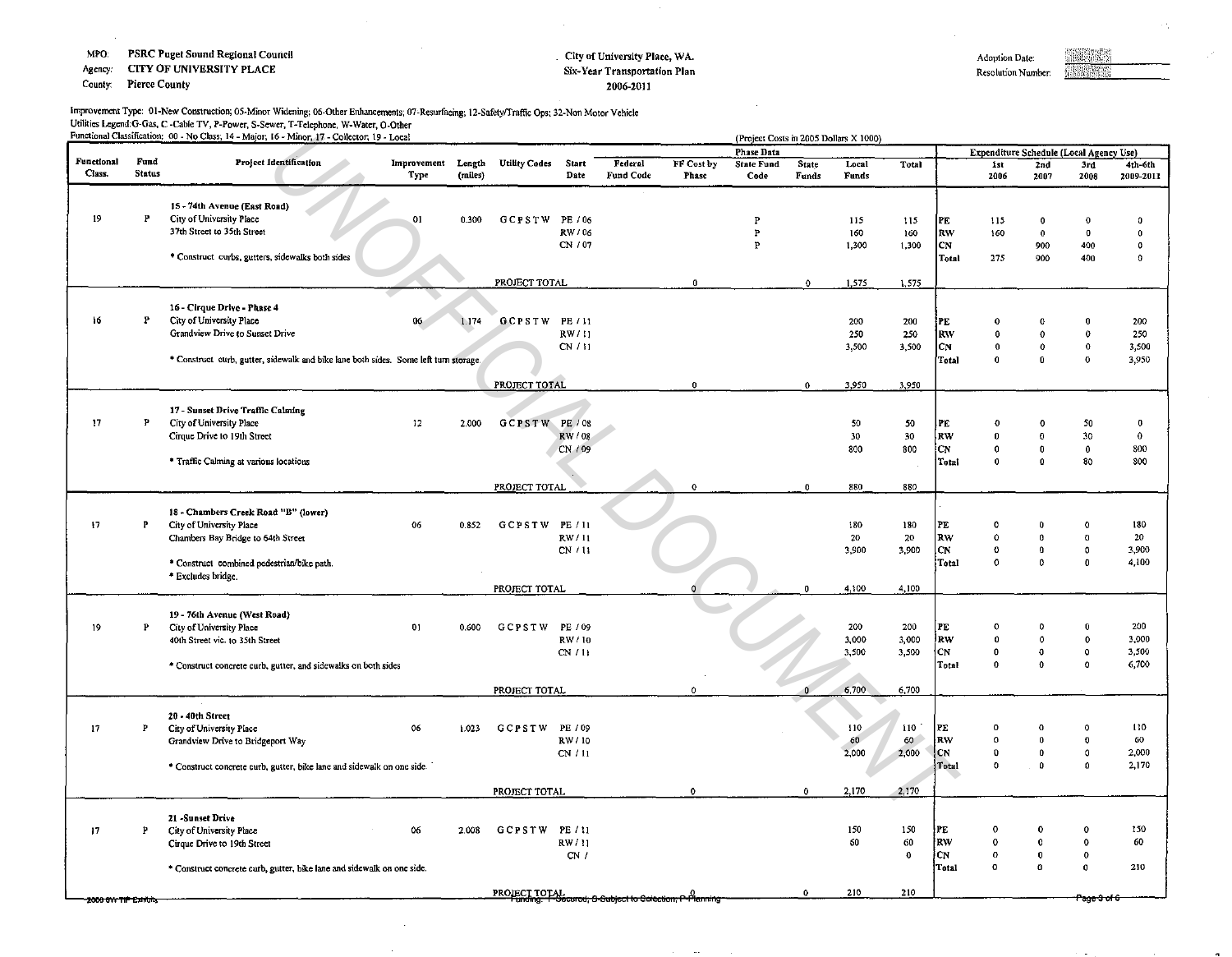MPO: PSRC Puget Sound Regional Council
Agency: CITY OF UNIVERSITY PLACE
County: Pierce County

City of University Place, WA.
Six-Year Transportation Plan
2006-2011

Adoption Date:
Resolution Number:

Improvement Type: 01-New Construction; 05-Minor Widening; 06-Other Enhancements; 07-Resurfacing; 12-Safety/Traffic Ops; 32-Non Motor Vehicle
Utilities Legend:G-Gas, C-Cable TV, P-Power, S-Sewer, T-Telephone, W-Water, O-Other
Functional Classification: 00 - No Class; 14 - Major; 16 - Minor; 17 - Collector; 19 - Local

(Project Costs in 2005 Dollars X 1000)

| Functional Class. | Fund Status | Project Identification | Improvement Type | Length (miles) | Utility Codes | Start Date | Federal Fund Code | FF Cost by Phase | State Fund Code | State Funds | Local Funds | Total | Expenditure Schedule (Local Agency Use) | 1st 2006 | 2nd 2007 | 3rd 2008 | 4th-6th 2009-2011 |
|---|---|---|---|---|---|---|---|---|---|---|---|---|---|---|---|---|---|
| | | **15 - 74th Avenue (East Road)** | | | | | | | | | | | | | | | |
| 19 | P | City of University Place | 01 | 0.300 | G C P S T W | PE / 06 | | | P | | 115 | 115 | PE | 115 | 0 | 0 | 0 |
| | | 37th Street to 35th Street | | | | RW / 06 | | | P | | 160 | 160 | RW | 160 | 0 | 0 | 0 |
| | | | | | | CN / 07 | | | P | | 1,300 | 1,300 | CN | | 900 | 400 | 0 |
| | | * Construct curbs, gutters, sidewalks both sides | | | | | | | | | | | Total | 275 | 900 | 400 | 0 |
| | | | | | PROJECT TOTAL | | | 0 | | 0 | 1,575 | 1,575 | | | | | |
| | | **16 - Cirque Drive - Phase 4** | | | | | | | | | | | | | | | |
| 16 | P | City of University Place | 06 | 1.174 | G C P S T W | PE / 11 | | | | | 200 | 200 | PE | 0 | 0 | 0 | 200 |
| | | Grandview Drive to Sunset Drive | | | | RW / 11 | | | | | 250 | 250 | RW | 0 | 0 | 0 | 250 |
| | | | | | | CN / 11 | | | | | 3,500 | 3,500 | CN | 0 | 0 | 0 | 3,500 |
| | | * Construct curb, gutter, sidewalk and bike lane both sides. Some left turn storage. | | | | | | | | | | | Total | 0 | 0 | 0 | 3,950 |
| | | | | | PROJECT TOTAL | | | 0 | | 0 | 3,950 | 3,950 | | | | | |
| | | **17 - Sunset Drive Traffic Calming** | | | | | | | | | | | | | | | |
| 17 | P | City of University Place | 12 | 2.000 | G C P S T W | PE / 08 | | | | | 50 | 50 | PE | 0 | 0 | 50 | 0 |
| | | Cirque Drive to 19th Street | | | | RW / 08 | | | | | 30 | 30 | RW | 0 | 0 | 30 | 0 |
| | | | | | | CN / 09 | | | | | 800 | 800 | CN | 0 | 0 | 0 | 800 |
| | | * Traffic Calming at various locations | | | | | | | | | | | Total | 0 | 0 | 80 | 800 |
| | | | | | PROJECT TOTAL | | | 0 | | 0 | 880 | 880 | | | | | |
| | | **18 - Chambers Creek Road "B" (lower)** | | | | | | | | | | | | | | | |
| 17 | P | City of University Place | 06 | 0.852 | G C P S T W | PE / 11 | | | | | 180 | 180 | PE | 0 | 0 | 0 | 180 |
| | | Chambers Bay Bridge to 64th Street | | | | RW / 11 | | | | | 20 | 20 | RW | 0 | 0 | 0 | 20 |
| | | | | | | CN / 11 | | | | | 3,900 | 3,900 | CN | 0 | 0 | 0 | 3,900 |
| | | * Construct combined pedestrian/bike path. | | | | | | | | | | | Total | 0 | 0 | 0 | 4,100 |
| | | * Excludes bridge. | | | | | | | | | | | | | | | |
| | | | | | PROJECT TOTAL | | | 0 | | 0 | 4,100 | 4,100 | | | | | |
| | | **19 - 76th Avenue (West Road)** | | | | | | | | | | | | | | | |
| 19 | P | City of University Place | 01 | 0.600 | G C P S T W | PE / 09 | | | | | 200 | 200 | PE | 0 | 0 | 0 | 200 |
| | | 40th Street vic. to 35th Street | | | | RW / 10 | | | | | 3,000 | 3,000 | RW | 0 | 0 | 0 | 3,000 |
| | | | | | | CN / 11 | | | | | 3,500 | 3,500 | CN | 0 | 0 | 0 | 3,500 |
| | | * Construct concrete curb, gutter, and sidewalks on both sides | | | | | | | | | | | Total | 0 | 0 | 0 | 6,700 |
| | | | | | PROJECT TOTAL | | | 0 | | 0 | 6,700 | 6,700 | | | | | |
| | | **20 - 40th Street** | | | | | | | | | | | | | | | |
| 17 | P | City of University Place | 06 | 1.023 | G C P S T W | PE / 09 | | | | | 110 | 110 | PE | 0 | 0 | 0 | 110 |
| | | Grandview Drive to Bridgeport Way | | | | RW / 10 | | | | | 60 | 60 | RW | 0 | 0 | 0 | 60 |
| | | | | | | CN / 11 | | | | | 2,000 | 2,000 | CN | 0 | 0 | 0 | 2,000 |
| | | * Construct concrete curb, gutter, bike lane and sidewalk on one side. | | | | | | | | | | | Total | 0 | 0 | 0 | 2,170 |
| | | | | | PROJECT TOTAL | | | 0 | | 0 | 2,170 | 2,170 | | | | | |
| | | **21 - Sunset Drive** | | | | | | | | | | | | | | | |
| 17 | P | City of University Place | 06 | 2.008 | G C P S T W | PE / 11 | | | | | 150 | 150 | PE | 0 | 0 | 0 | 150 |
| | | Cirque Drive to 19th Street | | | | RW / 11 | | | | | 60 | 60 | RW | 0 | 0 | 0 | 60 |
| | | | | | | CN / | | | | | | 0 | CN | 0 | 0 | 0 | |
| | | * Construct concrete curb, gutter, bike lane and sidewalk on one side. | | | | | | | | | | | Total | 0 | 0 | 0 | 210 |
| | | | | | PROJECT TOTAL | | | 0 | | 0 | 210 | 210 | | | | | |

Funding: 1-Secured, S-Subject to Selection, P-Planning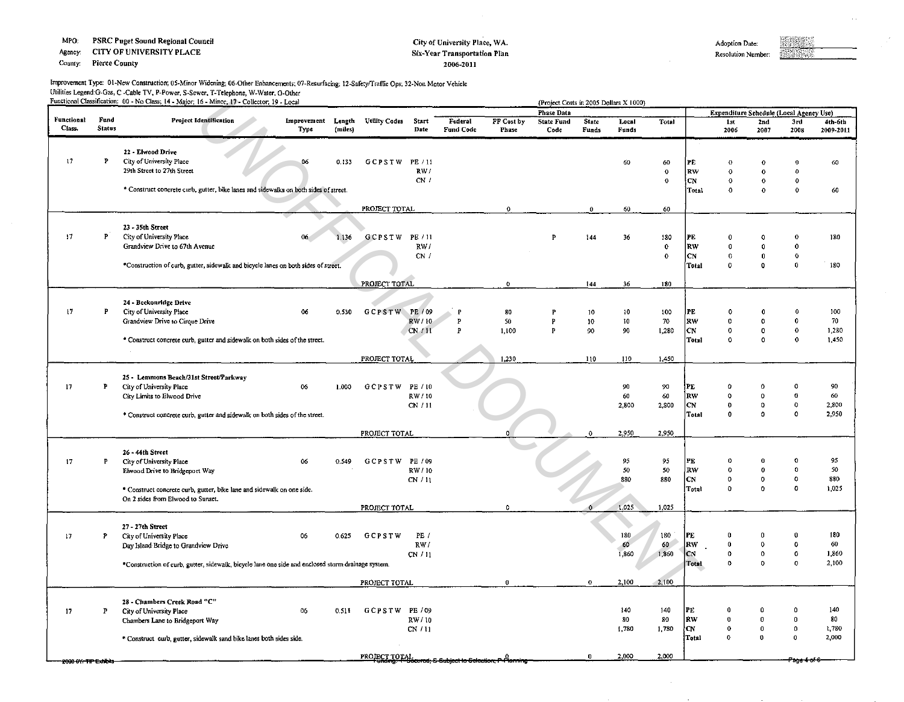MPO: PSRC Puget Sound Regional Council
Agency: CITY OF UNIVERSITY PLACE
County: Pierce County

City of University Place, WA.
Six-Year Transportation Plan
2006-2011

Adoption Date:
Resolution Number:

Improvement Type: 01-New Construction; 05-Minor Widening; 06-Other Enhancements; 07-Resurfacing; 12-Safety/Traffic Ops; 32-Non Motor Vehicle
Utilities Legend:G-Gas, C -Cable TV, P-Power, S-Sewer, T-Telephone, W-Water, O-Other
Functional Classification: 00 - No Class; 14 - Major; 16 - Minor; 17 - Collector; 19 - Local

(Project Costs in 2005 Dollars X 1000)

| Functional Class. | Fund Status | Project Identification | Improvement Type | Length (miles) | Utility Codes | Start Date | Federal Fund Code | FF Cost by Phase | State Fund Code | State Funds | Local Funds | Total | | 1st 2006 | 2nd 2007 | 3rd 2008 | 4th-6th 2009-2011 |
|---|---|---|---|---|---|---|---|---|---|---|---|---|---|---|---|---|---|
| | | | | | | | Phase Data | | | | | | Expenditure Schedule (Local Agency Use) | | | | |
| | | **22 - Elwood Drive** | | | | | | | | | | | | | | | |
| 17 | P | City of University Place | 06 | 0.133 | G C P S T W | PE / 11 | | | | | 60 | 60 | PE | 0 | 0 | 0 | 60 |
| | | 29th Street to 27th Street | | | | RW / | | | | | | 0 | RW | 0 | 0 | 0 | |
| | | | | | | CN / | | | | | | 0 | CN | 0 | 0 | 0 | |
| | | * Construct concrete curb, gutter, bike lanes and sidewalks on both sides of street. | | | | | | | | | | | Total | 0 | 0 | 0 | 60 |
| | | | | | PROJECT TOTAL | | | 0 | | 0 | 60 | 60 | | | | | |
| | | **23 - 35th Street** | | | | | | | | | | | | | | | |
| 17 | P | City of University Place | 06 | 1.136 | G C P S T W | PE / 11 | | | P | 144 | 36 | 180 | PE | 0 | 0 | 0 | 180 |
| | | Grandview Drive to 67th Avenue | | | | RW / | | | | | | 0 | RW | 0 | 0 | 0 | |
| | | | | | | CN / | | | | | | 0 | CN | 0 | 0 | 0 | |
| | | *Construction of curb, gutter, sidewalk and bicycle lanes on both sides of street. | | | | | | | | | | | Total | 0 | 0 | 0 | 180 |
| | | | | | PROJECT TOTAL | | | 0 | | 144 | 36 | 180 | | | | | |
| | | **24 - Beckonridge Drive** | | | | | | | | | | | | | | | |
| 17 | P | City of University Place | 06 | 0.530 | G C P S T W | PE / 09 | P | 80 | P | 10 | 10 | 100 | PE | 0 | 0 | 0 | 100 |
| | | Grandview Drive to Cirque Drive | | | | RW / 10 | P | 50 | P | 10 | 10 | 70 | RW | 0 | 0 | 0 | 70 |
| | | | | | | CN / 11 | P | 1,100 | P | 90 | 90 | 1,280 | CN | 0 | 0 | 0 | 1,280 |
| | | * Construct concrete curb, gutter and sidewalk on both sides of the street. | | | | | | | | | | | Total | 0 | 0 | 0 | 1,450 |
| | | | | | PROJECT TOTAL | | | 1,230 | | 110 | 110 | 1,450 | | | | | |
| | | **25 - Lemmons Beach/31st Street/Parkway** | | | | | | | | | | | | | | | |
| 17 | P | City of University Place | 06 | 1.000 | G C P S T W | PE / 10 | | | | | 90 | 90 | PE | 0 | 0 | 0 | 90 |
| | | City Limits to Elwood Drive | | | | RW / 10 | | | | | 60 | 60 | RW | 0 | 0 | 0 | 60 |
| | | | | | | CN / 11 | | | | | 2,800 | 2,800 | CN | 0 | 0 | 0 | 2,800 |
| | | * Construct concrete curb, gutter and sidewalk on both sides of the street. | | | | | | | | | | | Total | 0 | 0 | 0 | 2,950 |
| | | | | | PROJECT TOTAL | | | 0 | | 0 | 2,950 | 2,950 | | | | | |
| | | **26 - 44th Street** | | | | | | | | | | | | | | | |
| 17 | P | City of University Place | 06 | 0.549 | G C P S T W | PE / 09 | | | | | 95 | 95 | PE | 0 | 0 | 0 | 95 |
| | | Elwood Drive to Bridgeport Way | | | | RW / 10 | | | | | 50 | 50 | RW | 0 | 0 | 0 | 50 |
| | | | | | | CN / 11 | | | | | 880 | 880 | CN | 0 | 0 | 0 | 880 |
| | | * Construct concrete curb, gutter, bike lane and sidewalk on one side. On 2 sides from Elwood to Sunset. | | | | | | | | | | | Total | 0 | 0 | 0 | 1,025 |
| | | | | | PROJECT TOTAL | | | 0 | | 0 | 1,025 | 1,025 | | | | | |
| | | **27 - 27th Street** | | | | | | | | | | | | | | | |
| 17 | P | City of University Place | 06 | 0.625 | G C P S T W | PE / | | | | | 180 | 180 | PE | 0 | 0 | 0 | 180 |
| | | Day Island Bridge to Grandview Drive | | | | RW / | | | | | 60 | 60 | RW | 0 | 0 | 0 | 60 |
| | | | | | | CN / 11 | | | | | 1,860 | 1,860 | CN | 0 | 0 | 0 | 1,860 |
| | | *Construction of curb, gutter, sidewalk, bicycle lane one side and enclosed storm drainage system. | | | | | | | | | | | Total | 0 | 0 | 0 | 2,100 |
| | | | | | PROJECT TOTAL | | | 0 | | 0 | 2,100 | 2,100 | | | | | |
| | | **28 - Chambers Creek Road "C"** | | | | | | | | | | | | | | | |
| 17 | P | City of University Place | 06 | 0.511 | G C P S T W | PE / 09 | | | | | 140 | 140 | PE | 0 | 0 | 0 | 140 |
| | | Chambers Lane to Bridgeport Way | | | | RW / 10 | | | | | 80 | 80 | RW | 0 | 0 | 0 | 80 |
| | | | | | | CN / 11 | | | | | 1,780 | 1,780 | CN | 0 | 0 | 0 | 1,780 |
| | | * Construct curb, gutter, sidewalk sand bike lanes both sides side. | | | | | | | | | | | Total | 0 | 0 | 0 | 2,000 |
| | | | | | PROJECT TOTAL | | | 0 | | 0 | 2,000 | 2,000 | | | | | |

Funding: P-Secured; S-Subject to Selection; P-Planning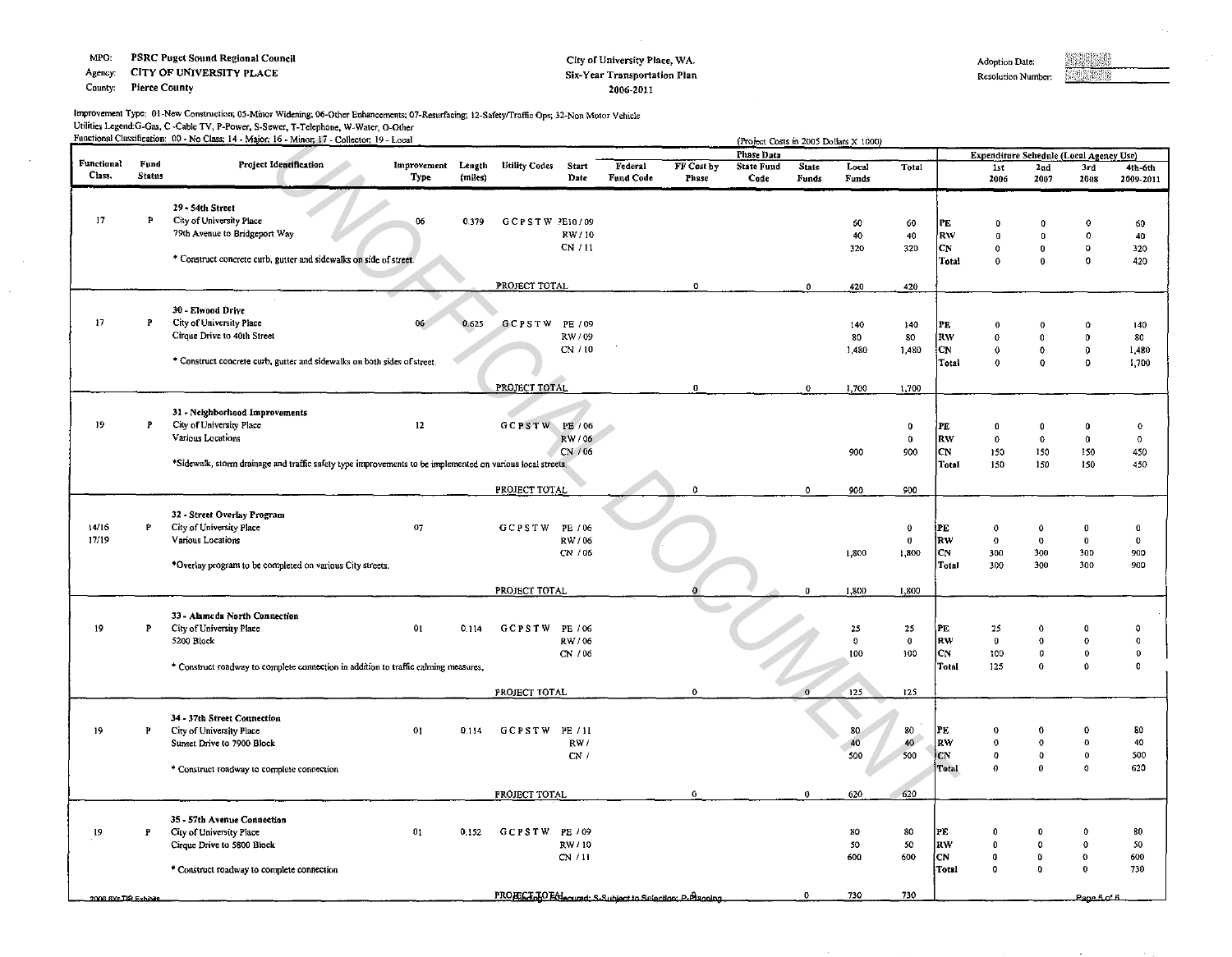MPO: PSRC Puget Sound Regional Council
Agency: CITY OF UNIVERSITY PLACE
County: Pierce County

City of University Place, WA.
Six-Year Transportation Plan
2006-2011

Adoption Date:
Resolution Number:

Improvement Type: 01-New Construction; 05-Minor Widening; 06-Other Enhancements; 07-Resurfacing; 12-Safety/Traffic Ops; 32-Non Motor Vehicle
Utilities Legend: G-Gas, C -Cable TV, P-Power, S-Sewer, T-Telephone, W-Water, O-Other
Functional Classification: 00 - No Class; 14 - Major; 16 - Minor; 17 - Collector; 19 - Local

(Project Costs in 2005 Dollars X 1000)

| Functional Class. | Fund Status | Project Identification | Improvement Type | Length (miles) | Utility Codes | Start Date | Phase Data: Federal Fund Code | FF Cost by Phase | State Fund Code | State Funds | Local Funds | Total | Expenditure Schedule (Local Agency Use) | 1st 2006 | 2nd 2007 | 3rd 2008 | 4th-6th 2009-2011 |
|---|---|---|---|---|---|---|---|---|---|---|---|---|---|---|---|---|---|
| 17 | P | **29 - 54th Street**<br>City of University Place<br>79th Avenue to Bridgeport Way | 06 | 0.379 | G C P S T W | PE 10 / 09 | | | | | 60 | 60 | PE | 0 | 0 | 0 | 60 |
| | | | | | | RW / 10 | | | | | 40 | 40 | RW | 0 | 0 | 0 | 40 |
| | | | | | | CN / 11 | | | | | 320 | 320 | CN | 0 | 0 | 0 | 320 |
| | | * Construct concrete curb, gutter and sidewalks on side of street. | | | | | | | | | | | Total | 0 | 0 | 0 | 420 |
| | | | | | PROJECT TOTAL | | | 0 | | 0 | 420 | 420 | | | | | |
| 17 | P | **30 - Elwood Drive**<br>City of University Place<br>Cirque Drive to 40th Street | 06 | 0.625 | G C P S T W | PE / 09 | | | | | 140 | 140 | PE | 0 | 0 | 0 | 140 |
| | | | | | | RW / 09 | | | | | 80 | 80 | RW | 0 | 0 | 0 | 80 |
| | | | | | | CN / 10 | | | | | 1,480 | 1,480 | CN | 0 | 0 | 0 | 1,480 |
| | | * Construct concrete curb, gutter and sidewalks on both sides of street. | | | | | | | | | | | Total | 0 | 0 | 0 | 1,700 |
| | | | | | PROJECT TOTAL | | | 0 | | 0 | 1,700 | 1,700 | | | | | |
| 19 | P | **31 - Neighborhood Improvements**<br>City of University Place<br>Various Locations | 12 | | G C P S T W | PE / 06 | | | | | | 0 | PE | 0 | 0 | 0 | 0 |
| | | | | | | RW / 06 | | | | | | 0 | RW | 0 | 0 | 0 | 0 |
| | | | | | | CN / 06 | | | | | 900 | 900 | CN | 150 | 150 | 150 | 450 |
| | | *Sidewalk, storm drainage and traffic safety type improvements to be implemented on various local streets. | | | | | | | | | | | Total | 150 | 150 | 150 | 450 |
| | | | | | PROJECT TOTAL | | | 0 | | 0 | 900 | 900 | | | | | |
| 14/16<br>17/19 | P | **32 - Street Overlay Program**<br>City of University Place<br>Various Locations | 07 | | G C P S T W | PE / 06 | | | | | | 0 | PE | 0 | 0 | 0 | 0 |
| | | | | | | RW / 06 | | | | | | 0 | RW | 0 | 0 | 0 | 0 |
| | | | | | | CN / 06 | | | | | 1,800 | 1,800 | CN | 300 | 300 | 300 | 900 |
| | | *Overlay program to be completed on various City streets. | | | | | | | | | | | Total | 300 | 300 | 300 | 900 |
| | | | | | PROJECT TOTAL | | | 0 | | 0 | 1,800 | 1,800 | | | | | |
| 19 | P | **33 - Alameda North Connection**<br>City of University Place<br>5200 Block | 01 | 0.114 | G C P S T W | PE / 06 | | | | | 25 | 25 | PE | 25 | 0 | 0 | 0 |
| | | | | | | RW / 06 | | | | | 0 | 0 | RW | 0 | 0 | 0 | 0 |
| | | | | | | CN / 06 | | | | | 100 | 100 | CN | 100 | 0 | 0 | 0 |
| | | * Construct roadway to complete connection in addition to traffic calming measures. | | | | | | | | | | | Total | 125 | 0 | 0 | 0 |
| | | | | | PROJECT TOTAL | | | 0 | | 0 | 125 | 125 | | | | | |
| 19 | P | **34 - 37th Street Connection**<br>City of University Place<br>Sunset Drive to 7900 Block | 01 | 0.114 | G C P S T W | PE / 11 | | | | | 80 | 80 | PE | 0 | 0 | 0 | 80 |
| | | | | | | RW / | | | | | 40 | 40 | RW | 0 | 0 | 0 | 40 |
| | | | | | | CN / | | | | | 500 | 500 | CN | 0 | 0 | 0 | 500 |
| | | * Construct roadway to complete connection | | | | | | | | | | | Total | 0 | 0 | 0 | 620 |
| | | | | | PROJECT TOTAL | | | 0 | | 0 | 620 | 620 | | | | | |
| 19 | P | **35 - 57th Avenue Connection**<br>City of University Place<br>Cirque Drive to 5800 Block | 01 | 0.152 | G C P S T W | PE / 09 | | | | | 80 | 80 | PE | 0 | 0 | 0 | 80 |
| | | | | | | RW / 10 | | | | | 50 | 50 | RW | 0 | 0 | 0 | 50 |
| | | | | | | CN / 11 | | | | | 600 | 600 | CN | 0 | 0 | 0 | 600 |
| | | * Construct roadway to complete connection | | | | | | | | | | | Total | 0 | 0 | 0 | 730 |
| | | | | | PROJECT TOTAL | | | 0 | | 0 | 730 | 730 | | | | | |

Funding: S-Secured; S-Subject to Selection; P-Planning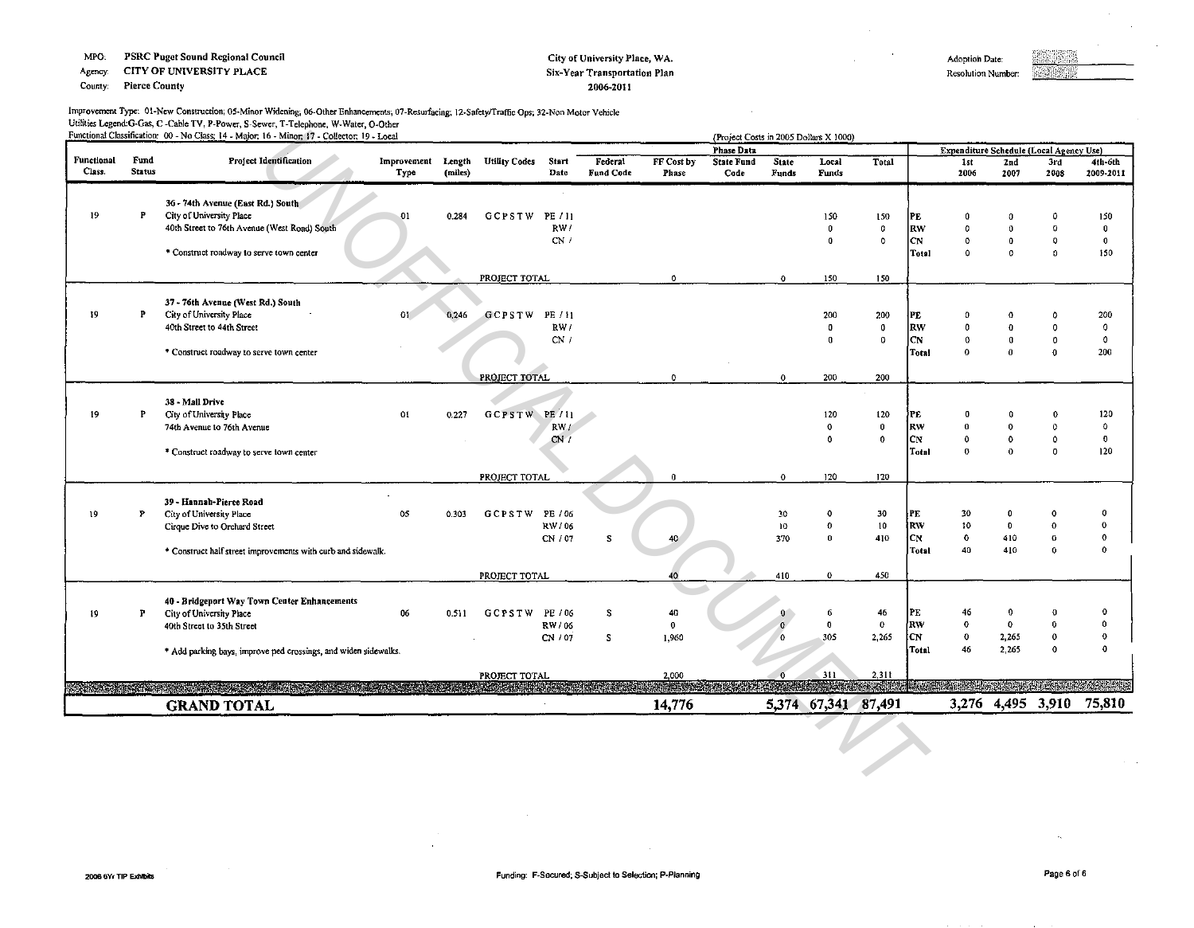MPO: PSRC Puget Sound Regional Council
Agency: CITY OF UNIVERSITY PLACE
County: Pierce County

City of University Place, WA.
Six-Year Transportation Plan
2006-2011

Adoption Date:
Resolution Number:

Improvement Type: 01-New Construction; 05-Minor Widening; 06-Other Enhancements; 07-Resurfacing; 12-Safety/Traffic Ops; 32-Non Motor Vehicle
Utilities Legend:G-Gas, C-Cable TV, P-Power, S-Sewer, T-Telephone, W-Water, O-Other
Functional Classification: 00 - No Class; 14 - Major; 16 - Minor; 17 - Collector; 19 - Local

(Project Costs in 2005 Dollars X 1000)

| Functional Class. | Fund Status | Project Identification | Improvement Type | Length (miles) | Utility Codes | Start Date | Federal Fund Code | FF Cost by Phase | Phase Data State Fund Code | State Funds | Local Funds | Total | | Expenditure Schedule (Local Agency Use) 1st 2006 | 2nd 2007 | 3rd 2008 | 4th-6th 2009-2011 |
|---|---|---|---|---|---|---|---|---|---|---|---|---|---|---|---|---|---|
| | | 36 - 74th Avenue (East Rd.) South | | | | | | | | | | | | | | | |
| 19 | P | City of University Place | 01 | 0.284 | G C P S T W | PE / 11 | | | | | 150 | 150 | PE | 0 | 0 | 0 | 150 |
| | | 40th Street to 76th Avenue (West Road) South | | | | RW / | | | | | 0 | 0 | RW | 0 | 0 | 0 | 0 |
| | | | | | | CN / | | | | | 0 | 0 | CN | 0 | 0 | 0 | 0 |
| | | * Construct roadway to serve town center | | | | | | | | | | | Total | 0 | 0 | 0 | 150 |
| | | | | | PROJECT TOTAL | | | 0 | | 0 | 150 | 150 | | | | | |
| | | 37 - 76th Avenue (West Rd.) South | | | | | | | | | | | | | | | |
| 19 | P | City of University Place | 01 | 0.246 | G C P S T W | PE / 11 | | | | | 200 | 200 | PE | 0 | 0 | 0 | 200 |
| | | 40th Street to 44th Street | | | | RW / | | | | | 0 | 0 | RW | 0 | 0 | 0 | 0 |
| | | | | | | CN / | | | | | 0 | 0 | CN | 0 | 0 | 0 | 0 |
| | | * Construct roadway to serve town center | | | | | | | | | | | Total | 0 | 0 | 0 | 200 |
| | | | | | PROJECT TOTAL | | | 0 | | 0 | 200 | 200 | | | | | |
| | | 38 - Mall Drive | | | | | | | | | | | | | | | |
| 19 | P | City of University Place | 01 | 0.227 | G C P S T W | PE / 11 | | | | | 120 | 120 | PE | 0 | 0 | 0 | 120 |
| | | 74th Avenue to 76th Avenue | | | | RW / | | | | | 0 | 0 | RW | 0 | 0 | 0 | 0 |
| | | | | | | CN / | | | | | 0 | 0 | CN | 0 | 0 | 0 | 0 |
| | | * Construct roadway to serve town center | | | | | | | | | | | Total | 0 | 0 | 0 | 120 |
| | | | | | PROJECT TOTAL | | | 0 | | 0 | 120 | 120 | | | | | |
| | | 39 - Hannah-Pierce Road | | | | | | | | | | | | | | | |
| 19 | P | City of University Place | 05 | 0.303 | G C P S T W | PE / 06 | | | | 30 | 0 | 30 | PE | 30 | 0 | 0 | 0 |
| | | Cirque Dive to Orchard Street | | | | RW / 06 | | | | 10 | 0 | 10 | RW | 10 | 0 | 0 | 0 |
| | | | | | | CN / 07 | S | 40 | | 370 | 0 | 410 | CN | 0 | 410 | 0 | 0 |
| | | * Construct half street improvements with curb and sidewalk. | | | | | | | | | | | Total | 40 | 410 | 0 | 0 |
| | | | | | PROJECT TOTAL | | | 40 | | 410 | 0 | 450 | | | | | |
| | | 40 - Bridgeport Way Town Center Enhancements | | | | | | | | | | | | | | | |
| 19 | P | City of University Place | 06 | 0.511 | G C P S T W | PE / 06 | S | 40 | | 0 | 6 | 46 | PE | 46 | 0 | 0 | 0 |
| | | 40th Street to 35th Street | | | | RW / 06 | | 0 | | 0 | 0 | 0 | RW | 0 | 0 | 0 | 0 |
| | | | | | | CN / 07 | S | 1,960 | | 0 | 305 | 2,265 | CN | 0 | 2,265 | 0 | 0 |
| | | * Add parking bays, improve ped crossings, and widen sidewalks. | | | | | | | | | | | Total | 46 | 2,265 | 0 | 0 |
| | | | | | PROJECT TOTAL | | | 2,000 | | 0 | 311 | 2,311 | | | | | |
| | | **GRAND TOTAL** | | | | | | **14,776** | | **5,374** | **67,341** | **87,491** | | **3,276** | **4,495** | **3,910** | **75,810** |

Funding: F-Secured; S-Subject to Selection; P-Planning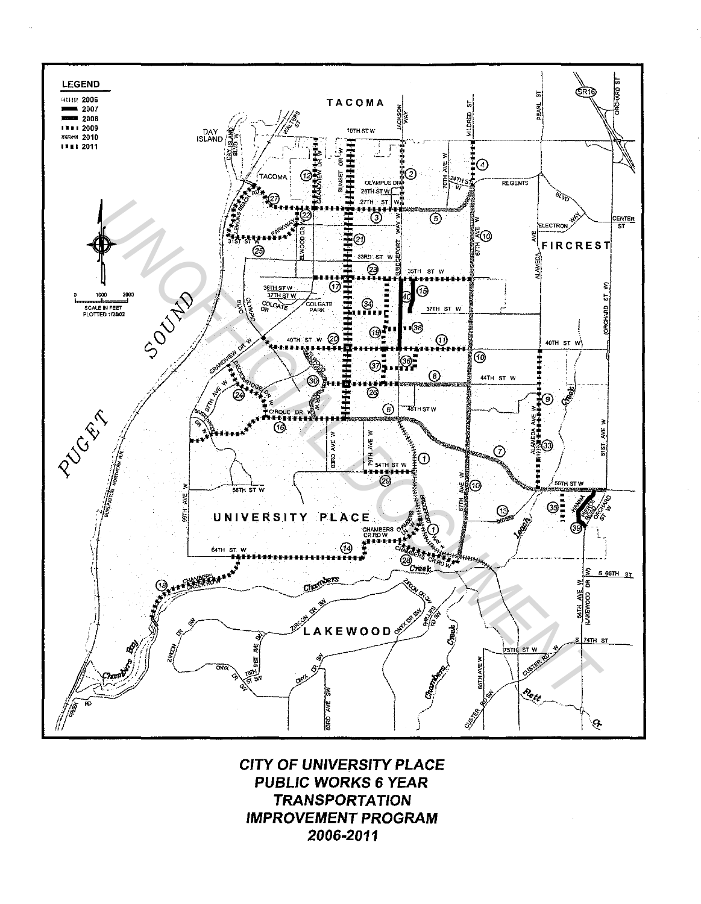LEGEND

2006

2007

2008

2009

2010

2011

TACOMA

DAY ISLAND

TACOMA

FIRCREST

PUGET SOUND

UNIVERSITY PLACE

LAKEWOOD

SCALE IN FEET

PLOTTED 1/28/02

**CITY OF UNIVERSITY PLACE**
**PUBLIC WORKS 6 YEAR**
**TRANSPORTATION**
**IMPROVEMENT PROGRAM**
**2006-2011**